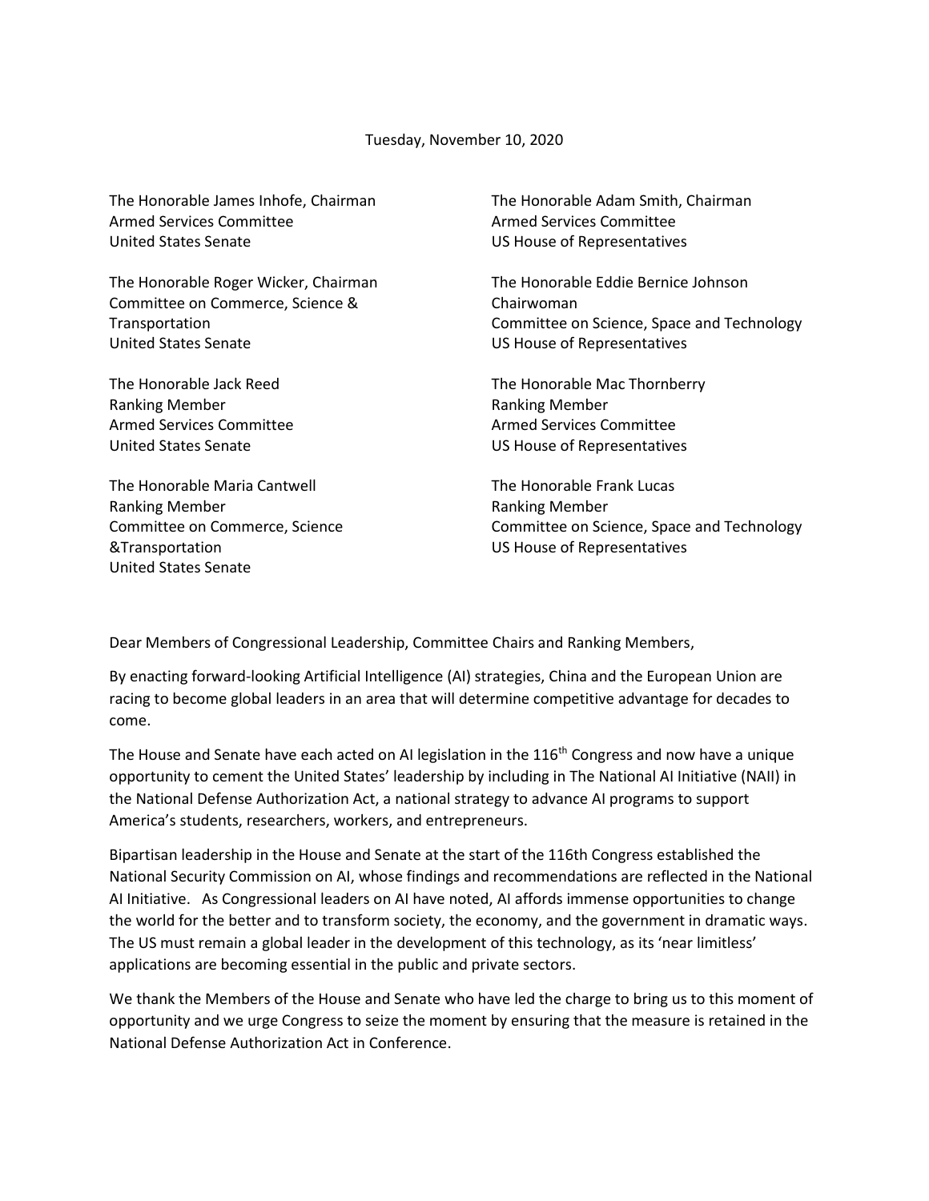Tuesday, November 10, 2020

The Honorable James Inhofe, Chairman
Armed Services Committee
United States Senate

The Honorable Roger Wicker, Chairman
Committee on Commerce, Science & Transportation
United States Senate

The Honorable Jack Reed
Ranking Member
Armed Services Committee
United States Senate

The Honorable Maria Cantwell
Ranking Member
Committee on Commerce, Science &Transportation
United States Senate

The Honorable Adam Smith, Chairman
Armed Services Committee
US House of Representatives

The Honorable Eddie Bernice Johnson
Chairwoman
Committee on Science, Space and Technology
US House of Representatives

The Honorable Mac Thornberry
Ranking Member
Armed Services Committee
US House of Representatives

The Honorable Frank Lucas
Ranking Member
Committee on Science, Space and Technology
US House of Representatives

Dear Members of Congressional Leadership, Committee Chairs and Ranking Members,

By enacting forward-looking Artificial Intelligence (AI) strategies, China and the European Union are racing to become global leaders in an area that will determine competitive advantage for decades to come.

The House and Senate have each acted on AI legislation in the 116th Congress and now have a unique opportunity to cement the United States' leadership by including in The National AI Initiative (NAII) in the National Defense Authorization Act, a national strategy to advance AI programs to support America's students, researchers, workers, and entrepreneurs.

Bipartisan leadership in the House and Senate at the start of the 116th Congress established the National Security Commission on AI, whose findings and recommendations are reflected in the National AI Initiative. As Congressional leaders on AI have noted, AI affords immense opportunities to change the world for the better and to transform society, the economy, and the government in dramatic ways. The US must remain a global leader in the development of this technology, as its 'near limitless' applications are becoming essential in the public and private sectors.

We thank the Members of the House and Senate who have led the charge to bring us to this moment of opportunity and we urge Congress to seize the moment by ensuring that the measure is retained in the National Defense Authorization Act in Conference.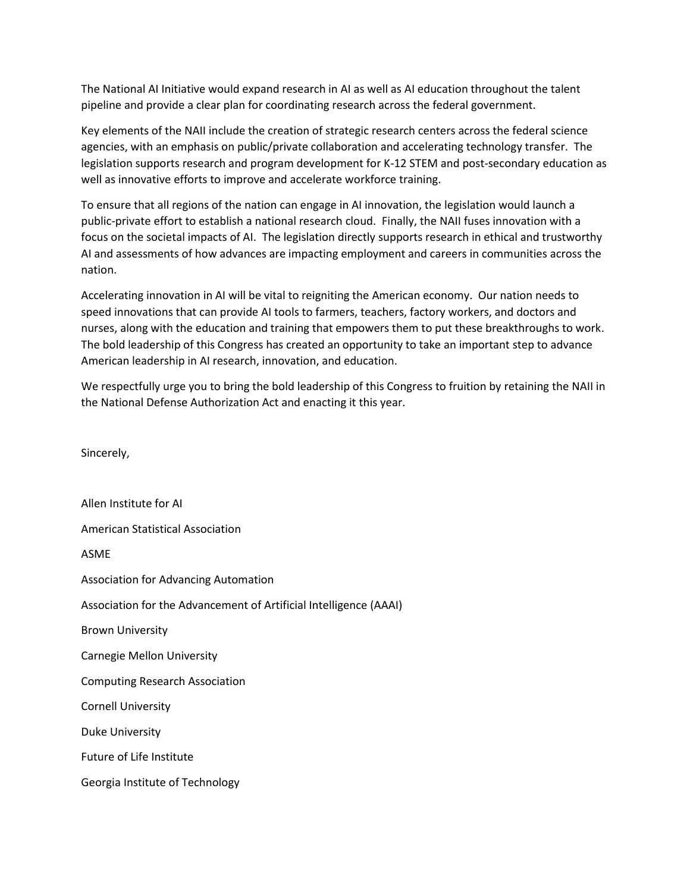The National AI Initiative would expand research in AI as well as AI education throughout the talent pipeline and provide a clear plan for coordinating research across the federal government.

Key elements of the NAII include the creation of strategic research centers across the federal science agencies, with an emphasis on public/private collaboration and accelerating technology transfer. The legislation supports research and program development for K-12 STEM and post-secondary education as well as innovative efforts to improve and accelerate workforce training.

To ensure that all regions of the nation can engage in AI innovation, the legislation would launch a public-private effort to establish a national research cloud. Finally, the NAII fuses innovation with a focus on the societal impacts of AI. The legislation directly supports research in ethical and trustworthy AI and assessments of how advances are impacting employment and careers in communities across the nation.

Accelerating innovation in AI will be vital to reigniting the American economy. Our nation needs to speed innovations that can provide AI tools to farmers, teachers, factory workers, and doctors and nurses, along with the education and training that empowers them to put these breakthroughs to work. The bold leadership of this Congress has created an opportunity to take an important step to advance American leadership in AI research, innovation, and education.

We respectfully urge you to bring the bold leadership of this Congress to fruition by retaining the NAII in the National Defense Authorization Act and enacting it this year.

Sincerely,

Allen Institute for AI

American Statistical Association

ASME

Association for Advancing Automation

Association for the Advancement of Artificial Intelligence (AAAI)

Brown University

Carnegie Mellon University

Computing Research Association

Cornell University

Duke University

Future of Life Institute

Georgia Institute of Technology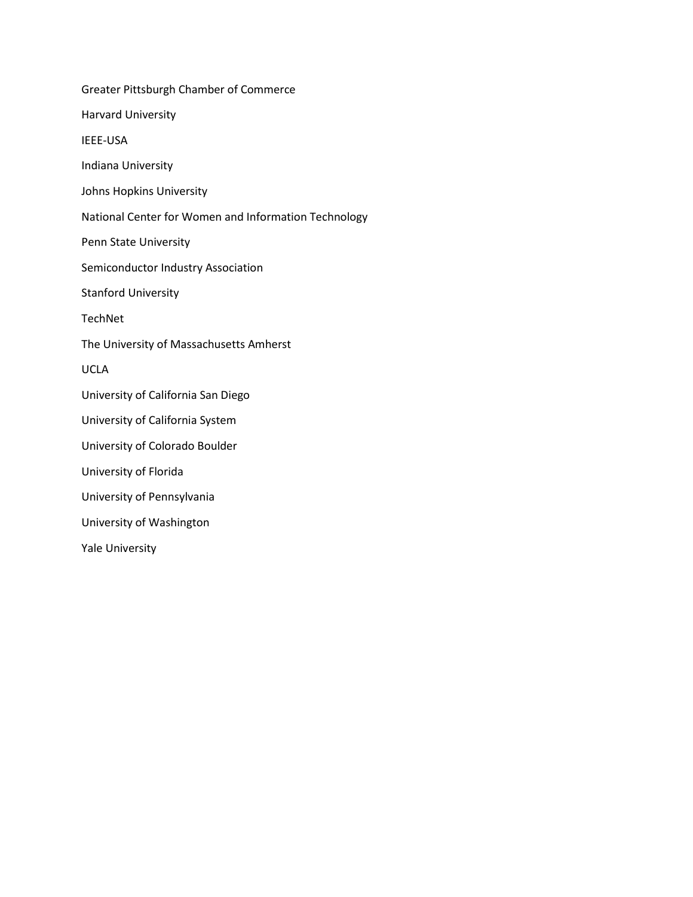Greater Pittsburgh Chamber of Commerce

Harvard University

IEEE-USA

Indiana University

Johns Hopkins University

National Center for Women and Information Technology

Penn State University

Semiconductor Industry Association

Stanford University

TechNet

The University of Massachusetts Amherst

UCLA

University of California San Diego

University of California System

University of Colorado Boulder

University of Florida

University of Pennsylvania

University of Washington

Yale University